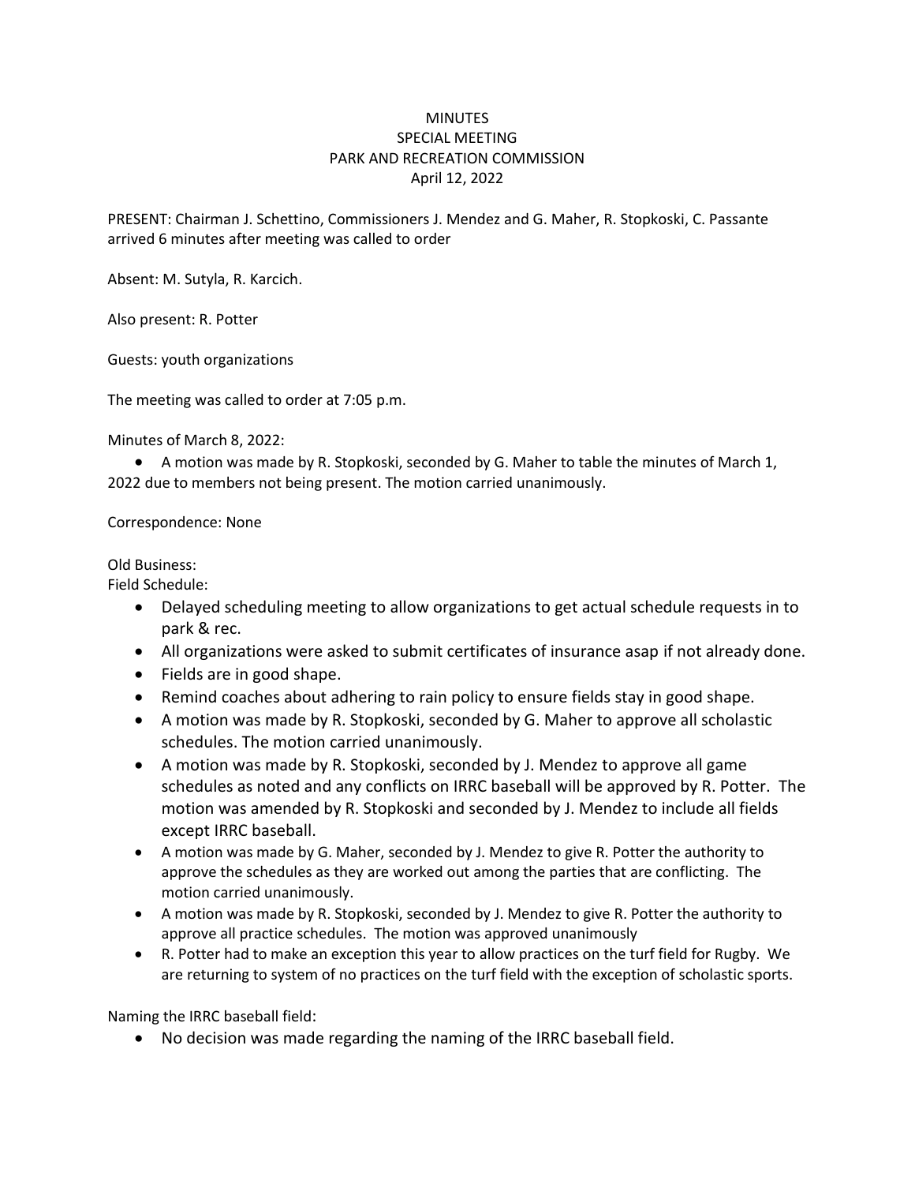MINUTES
SPECIAL MEETING
PARK AND RECREATION COMMISSION
April 12, 2022

PRESENT: Chairman J. Schettino, Commissioners J. Mendez and G. Maher, R. Stopkoski, C. Passante arrived 6 minutes after meeting was called to order

Absent: M. Sutyla, R. Karcich.

Also present: R. Potter

Guests: youth organizations

The meeting was called to order at 7:05 p.m.

Minutes of March 8, 2022:

- A motion was made by R. Stopkoski, seconded by G. Maher to table the minutes of March 1, 2022 due to members not being present. The motion carried unanimously.

Correspondence: None

Old Business:
Field Schedule:

- Delayed scheduling meeting to allow organizations to get actual schedule requests in to park & rec.
- All organizations were asked to submit certificates of insurance asap if not already done.
- Fields are in good shape.
- Remind coaches about adhering to rain policy to ensure fields stay in good shape.
- A motion was made by R. Stopkoski, seconded by G. Maher to approve all scholastic schedules. The motion carried unanimously.
- A motion was made by R. Stopkoski, seconded by J. Mendez to approve all game schedules as noted and any conflicts on IRRC baseball will be approved by R. Potter. The motion was amended by R. Stopkoski and seconded by J. Mendez to include all fields except IRRC baseball.
- A motion was made by G. Maher, seconded by J. Mendez to give R. Potter the authority to approve the schedules as they are worked out among the parties that are conflicting. The motion carried unanimously.
- A motion was made by R. Stopkoski, seconded by J. Mendez to give R. Potter the authority to approve all practice schedules. The motion was approved unanimously
- R. Potter had to make an exception this year to allow practices on the turf field for Rugby. We are returning to system of no practices on the turf field with the exception of scholastic sports.

Naming the IRRC baseball field:

- No decision was made regarding the naming of the IRRC baseball field.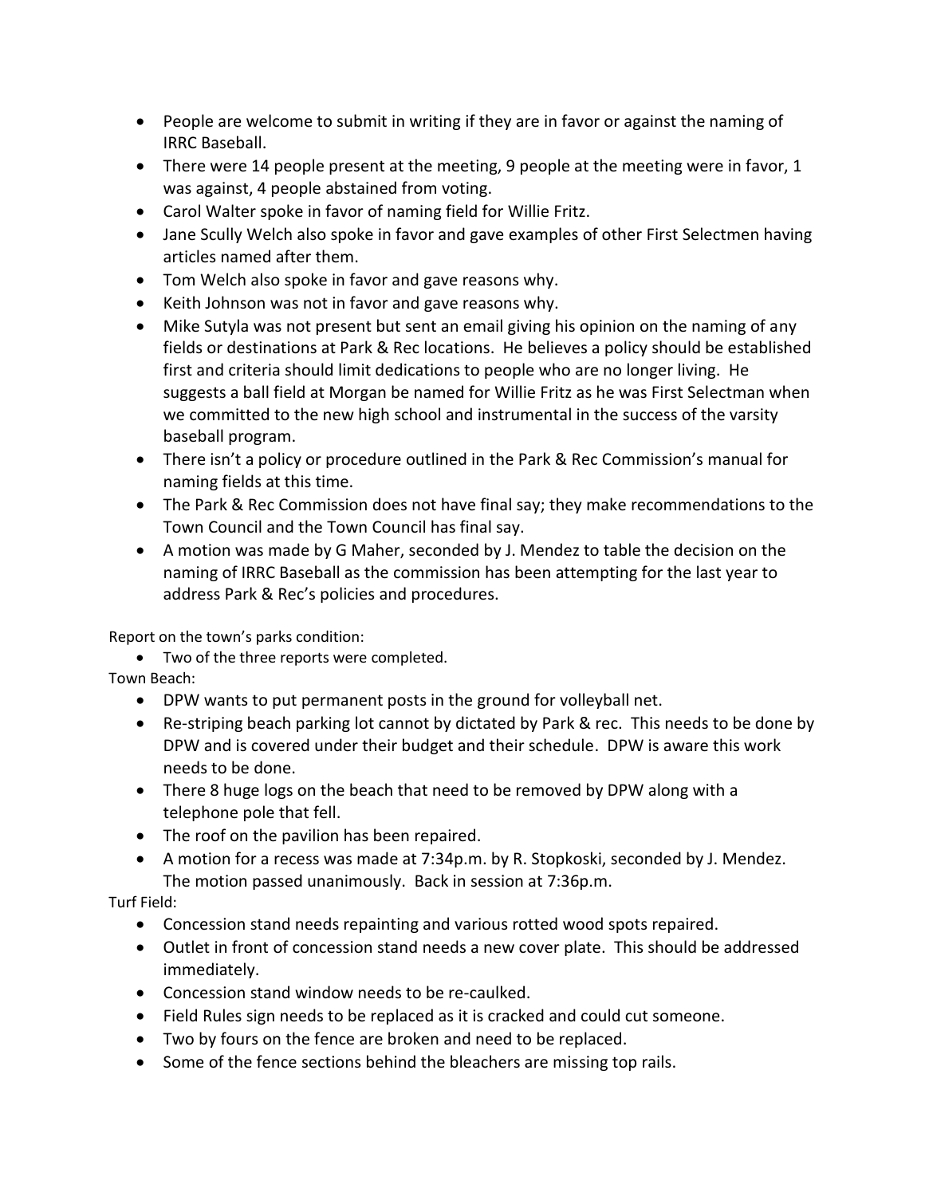- People are welcome to submit in writing if they are in favor or against the naming of IRRC Baseball.
- There were 14 people present at the meeting, 9 people at the meeting were in favor, 1 was against, 4 people abstained from voting.
- Carol Walter spoke in favor of naming field for Willie Fritz.
- Jane Scully Welch also spoke in favor and gave examples of other First Selectmen having articles named after them.
- Tom Welch also spoke in favor and gave reasons why.
- Keith Johnson was not in favor and gave reasons why.
- Mike Sutyla was not present but sent an email giving his opinion on the naming of any fields or destinations at Park & Rec locations. He believes a policy should be established first and criteria should limit dedications to people who are no longer living. He suggests a ball field at Morgan be named for Willie Fritz as he was First Selectman when we committed to the new high school and instrumental in the success of the varsity baseball program.
- There isn't a policy or procedure outlined in the Park & Rec Commission's manual for naming fields at this time.
- The Park & Rec Commission does not have final say; they make recommendations to the Town Council and the Town Council has final say.
- A motion was made by G Maher, seconded by J. Mendez to table the decision on the naming of IRRC Baseball as the commission has been attempting for the last year to address Park & Rec's policies and procedures.

Report on the town's parks condition:

- Two of the three reports were completed.

Town Beach:

- DPW wants to put permanent posts in the ground for volleyball net.
- Re-striping beach parking lot cannot by dictated by Park & rec. This needs to be done by DPW and is covered under their budget and their schedule. DPW is aware this work needs to be done.
- There 8 huge logs on the beach that need to be removed by DPW along with a telephone pole that fell.
- The roof on the pavilion has been repaired.
- A motion for a recess was made at 7:34p.m. by R. Stopkoski, seconded by J. Mendez. The motion passed unanimously. Back in session at 7:36p.m.

Turf Field:

- Concession stand needs repainting and various rotted wood spots repaired.
- Outlet in front of concession stand needs a new cover plate. This should be addressed immediately.
- Concession stand window needs to be re-caulked.
- Field Rules sign needs to be replaced as it is cracked and could cut someone.
- Two by fours on the fence are broken and need to be replaced.
- Some of the fence sections behind the bleachers are missing top rails.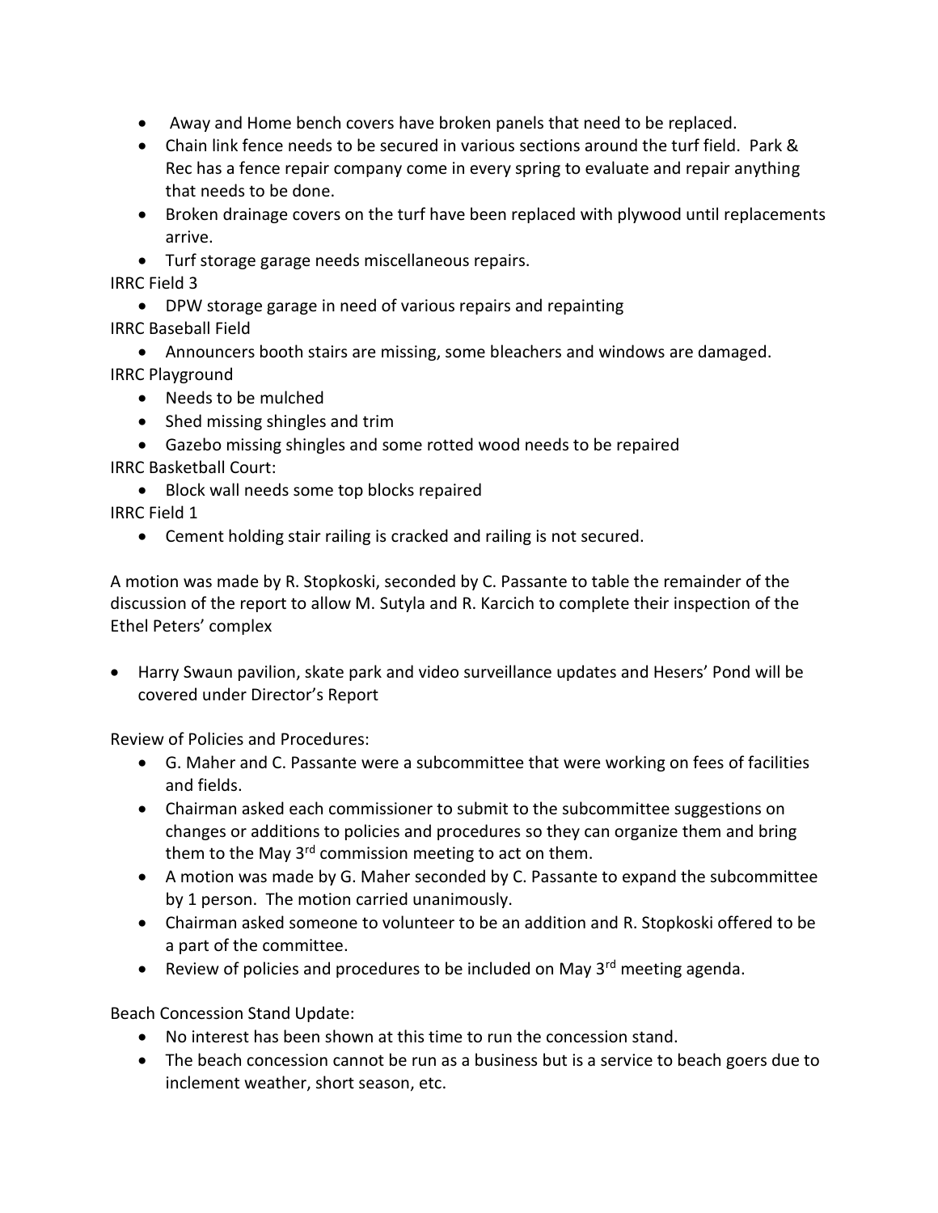- Away and Home bench covers have broken panels that need to be replaced.
- Chain link fence needs to be secured in various sections around the turf field. Park & Rec has a fence repair company come in every spring to evaluate and repair anything that needs to be done.
- Broken drainage covers on the turf have been replaced with plywood until replacements arrive.
- Turf storage garage needs miscellaneous repairs.

IRRC Field 3

- DPW storage garage in need of various repairs and repainting

IRRC Baseball Field

- Announcers booth stairs are missing, some bleachers and windows are damaged.

IRRC Playground

- Needs to be mulched
- Shed missing shingles and trim
- Gazebo missing shingles and some rotted wood needs to be repaired

IRRC Basketball Court:

- Block wall needs some top blocks repaired

IRRC Field 1

- Cement holding stair railing is cracked and railing is not secured.

A motion was made by R. Stopkoski, seconded by C. Passante to table the remainder of the discussion of the report to allow M. Sutyla and R. Karcich to complete their inspection of the Ethel Peters' complex

- Harry Swaun pavilion, skate park and video surveillance updates and Hesers' Pond will be covered under Director's Report

Review of Policies and Procedures:

- G. Maher and C. Passante were a subcommittee that were working on fees of facilities and fields.
- Chairman asked each commissioner to submit to the subcommittee suggestions on changes or additions to policies and procedures so they can organize them and bring them to the May 3rd commission meeting to act on them.
- A motion was made by G. Maher seconded by C. Passante to expand the subcommittee by 1 person. The motion carried unanimously.
- Chairman asked someone to volunteer to be an addition and R. Stopkoski offered to be a part of the committee.
- Review of policies and procedures to be included on May 3rd meeting agenda.

Beach Concession Stand Update:

- No interest has been shown at this time to run the concession stand.
- The beach concession cannot be run as a business but is a service to beach goers due to inclement weather, short season, etc.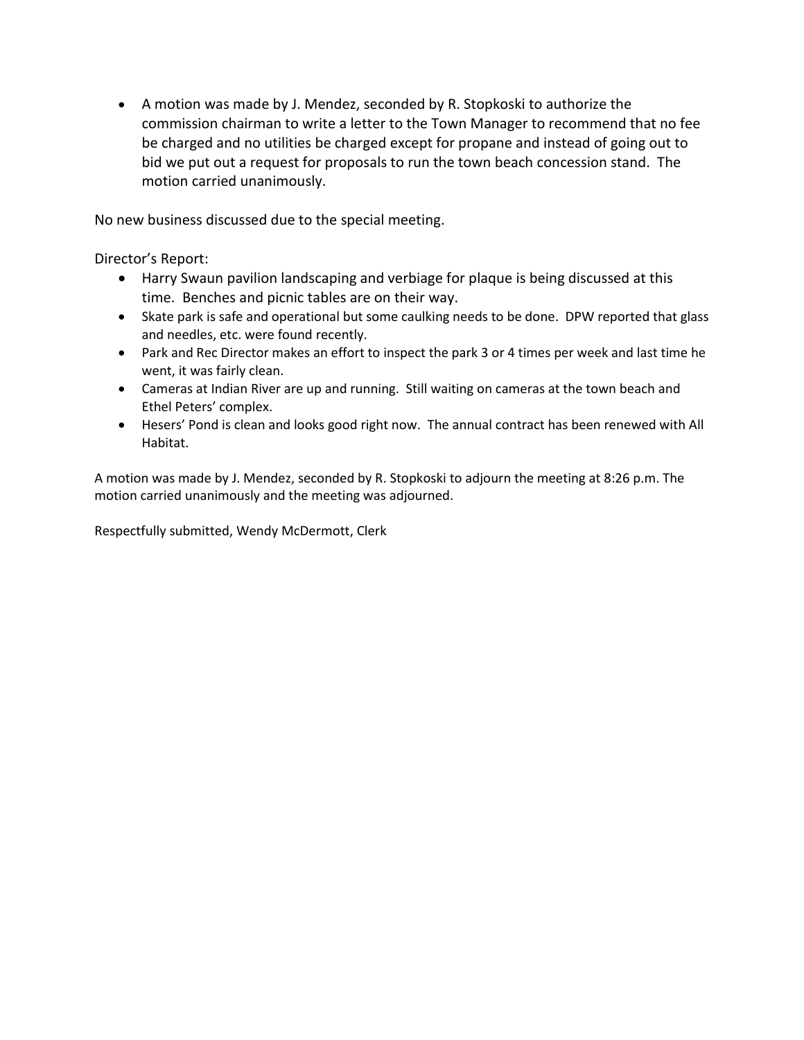- A motion was made by J. Mendez, seconded by R. Stopkoski to authorize the commission chairman to write a letter to the Town Manager to recommend that no fee be charged and no utilities be charged except for propane and instead of going out to bid we put out a request for proposals to run the town beach concession stand. The motion carried unanimously.

No new business discussed due to the special meeting.

Director's Report:

- Harry Swaun pavilion landscaping and verbiage for plaque is being discussed at this time. Benches and picnic tables are on their way.
- Skate park is safe and operational but some caulking needs to be done. DPW reported that glass and needles, etc. were found recently.
- Park and Rec Director makes an effort to inspect the park 3 or 4 times per week and last time he went, it was fairly clean.
- Cameras at Indian River are up and running. Still waiting on cameras at the town beach and Ethel Peters' complex.
- Hesers' Pond is clean and looks good right now. The annual contract has been renewed with All Habitat.

A motion was made by J. Mendez, seconded by R. Stopkoski to adjourn the meeting at 8:26 p.m. The motion carried unanimously and the meeting was adjourned.

Respectfully submitted, Wendy McDermott, Clerk